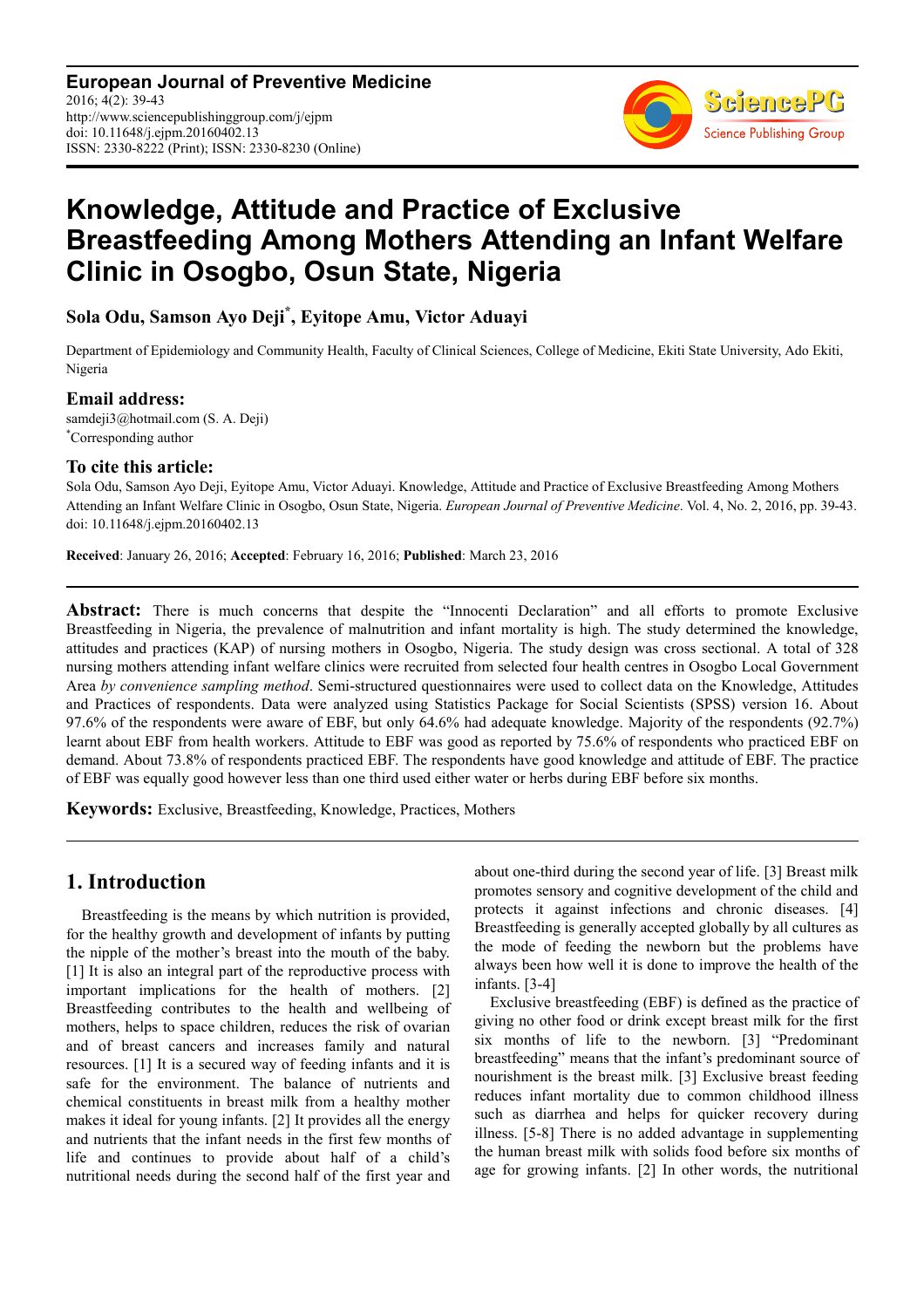**European Journal of Preventive Medicine**
2016; 4(2): 39-43
http://www.sciencepublishinggroup.com/j/ejpm
doi: 10.11648/j.ejpm.20160402.13
ISSN: 2330-8222 (Print); ISSN: 2330-8230 (Online)

# Knowledge, Attitude and Practice of Exclusive Breastfeeding Among Mothers Attending an Infant Welfare Clinic in Osogbo, Osun State, Nigeria

**Sola Odu, Samson Ayo Deji*, Eyitope Amu, Victor Aduayi**

Department of Epidemiology and Community Health, Faculty of Clinical Sciences, College of Medicine, Ekiti State University, Ado Ekiti, Nigeria

### Email address:

samdeji3@hotmail.com (S. A. Deji)
*Corresponding author

### To cite this article:

Sola Odu, Samson Ayo Deji, Eyitope Amu, Victor Aduayi. Knowledge, Attitude and Practice of Exclusive Breastfeeding Among Mothers Attending an Infant Welfare Clinic in Osogbo, Osun State, Nigeria. *European Journal of Preventive Medicine*. Vol. 4, No. 2, 2016, pp. 39-43. doi: 10.11648/j.ejpm.20160402.13

**Received**: January 26, 2016; **Accepted**: February 16, 2016; **Published**: March 23, 2016

---

**Abstract:** There is much concerns that despite the "Innocenti Declaration" and all efforts to promote Exclusive Breastfeeding in Nigeria, the prevalence of malnutrition and infant mortality is high. The study determined the knowledge, attitudes and practices (KAP) of nursing mothers in Osogbo, Nigeria. The study design was cross sectional. A total of 328 nursing mothers attending infant welfare clinics were recruited from selected four health centres in Osogbo Local Government Area *by convenience sampling method*. Semi-structured questionnaires were used to collect data on the Knowledge, Attitudes and Practices of respondents. Data were analyzed using Statistics Package for Social Scientists (SPSS) version 16. About 97.6% of the respondents were aware of EBF, but only 64.6% had adequate knowledge. Majority of the respondents (92.7%) learnt about EBF from health workers. Attitude to EBF was good as reported by 75.6% of respondents who practiced EBF on demand. About 73.8% of respondents practiced EBF. The respondents have good knowledge and attitude of EBF. The practice of EBF was equally good however less than one third used either water or herbs during EBF before six months.

**Keywords:** Exclusive, Breastfeeding, Knowledge, Practices, Mothers

---

## 1. Introduction

Breastfeeding is the means by which nutrition is provided, for the healthy growth and development of infants by putting the nipple of the mother's breast into the mouth of the baby. [1] It is also an integral part of the reproductive process with important implications for the health of mothers. [2] Breastfeeding contributes to the health and wellbeing of mothers, helps to space children, reduces the risk of ovarian and of breast cancers and increases family and natural resources. [1] It is a secured way of feeding infants and it is safe for the environment. The balance of nutrients and chemical constituents in breast milk from a healthy mother makes it ideal for young infants. [2] It provides all the energy and nutrients that the infant needs in the first few months of life and continues to provide about half of a child's nutritional needs during the second half of the first year and about one-third during the second year of life. [3] Breast milk promotes sensory and cognitive development of the child and protects it against infections and chronic diseases. [4] Breastfeeding is generally accepted globally by all cultures as the mode of feeding the newborn but the problems have always been how well it is done to improve the health of the infants. [3-4]

Exclusive breastfeeding (EBF) is defined as the practice of giving no other food or drink except breast milk for the first six months of life to the newborn. [3] "Predominant breastfeeding" means that the infant's predominant source of nourishment is the breast milk. [3] Exclusive breast feeding reduces infant mortality due to common childhood illness such as diarrhea and helps for quicker recovery during illness. [5-8] There is no added advantage in supplementing the human breast milk with solids food before six months of age for growing infants. [2] In other words, the nutritional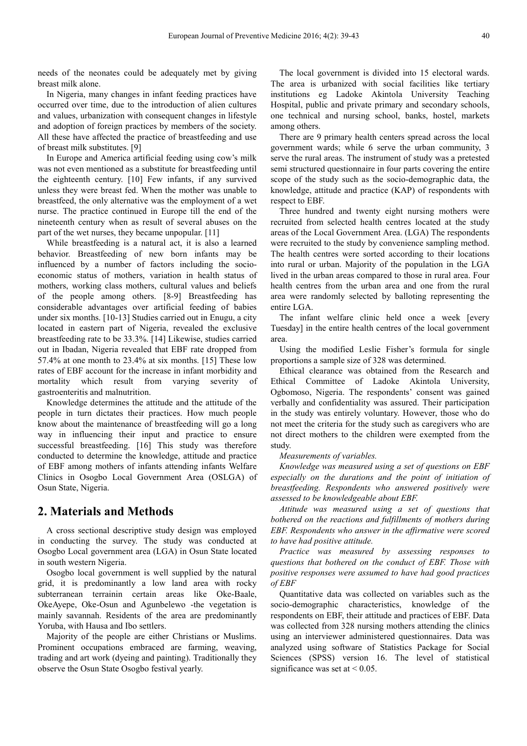needs of the neonates could be adequately met by giving breast milk alone.

In Nigeria, many changes in infant feeding practices have occurred over time, due to the introduction of alien cultures and values, urbanization with consequent changes in lifestyle and adoption of foreign practices by members of the society. All these have affected the practice of breastfeeding and use of breast milk substitutes. [9]

In Europe and America artificial feeding using cow's milk was not even mentioned as a substitute for breastfeeding until the eighteenth century. [10] Few infants, if any survived unless they were breast fed. When the mother was unable to breastfeed, the only alternative was the employment of a wet nurse. The practice continued in Europe till the end of the nineteenth century when as result of several abuses on the part of the wet nurses, they became unpopular. [11]

While breastfeeding is a natural act, it is also a learned behavior. Breastfeeding of new born infants may be influenced by a number of factors including the socio-economic status of mothers, variation in health status of mothers, working class mothers, cultural values and beliefs of the people among others. [8-9] Breastfeeding has considerable advantages over artificial feeding of babies under six months. [10-13] Studies carried out in Enugu, a city located in eastern part of Nigeria, revealed the exclusive breastfeeding rate to be 33.3%. [14] Likewise, studies carried out in Ibadan, Nigeria revealed that EBF rate dropped from 57.4% at one month to 23.4% at six months. [15] These low rates of EBF account for the increase in infant morbidity and mortality which result from varying severity of gastroenteritis and malnutrition.

Knowledge determines the attitude and the attitude of the people in turn dictates their practices. How much people know about the maintenance of breastfeeding will go a long way in influencing their input and practice to ensure successful breastfeeding. [16] This study was therefore conducted to determine the knowledge, attitude and practice of EBF among mothers of infants attending infants Welfare Clinics in Osogbo Local Government Area (OSLGA) of Osun State, Nigeria.

## 2. Materials and Methods

A cross sectional descriptive study design was employed in conducting the survey. The study was conducted at Osogbo Local government area (LGA) in Osun State located in south western Nigeria.

Osogbo local government is well supplied by the natural grid, it is predominantly a low land area with rocky subterranean terrainin certain areas like Oke-Baale, OkeAyepe, Oke-Osun and Agunbelewo -the vegetation is mainly savannah. Residents of the area are predominantly Yoruba, with Hausa and Ibo settlers.

Majority of the people are either Christians or Muslims. Prominent occupations embraced are farming, weaving, trading and art work (dyeing and painting). Traditionally they observe the Osun State Osogbo festival yearly.

The local government is divided into 15 electoral wards. The area is urbanized with social facilities like tertiary institutions eg Ladoke Akintola University Teaching Hospital, public and private primary and secondary schools, one technical and nursing school, banks, hostel, markets among others.

There are 9 primary health centers spread across the local government wards; while 6 serve the urban community, 3 serve the rural areas. The instrument of study was a pretested semi structured questionnaire in four parts covering the entire scope of the study such as the socio-demographic data, the knowledge, attitude and practice (KAP) of respondents with respect to EBF.

Three hundred and twenty eight nursing mothers were recruited from selected health centres located at the study areas of the Local Government Area. (LGA) The respondents were recruited to the study by convenience sampling method. The health centres were sorted according to their locations into rural or urban. Majority of the population in the LGA lived in the urban areas compared to those in rural area. Four health centres from the urban area and one from the rural area were randomly selected by balloting representing the entire LGA.

The infant welfare clinic held once a week [every Tuesday] in the entire health centres of the local government area.

Using the modified Leslie Fisher's formula for single proportions a sample size of 328 was determined.

Ethical clearance was obtained from the Research and Ethical Committee of Ladoke Akintola University, Ogbomoso, Nigeria. The respondents' consent was gained verbally and confidentiality was assured. Their participation in the study was entirely voluntary. However, those who do not meet the criteria for the study such as caregivers who are not direct mothers to the children were exempted from the study.

*Measurements of variables.*

*Knowledge was measured using a set of questions on EBF especially on the durations and the point of initiation of breastfeeding. Respondents who answered positively were assessed to be knowledgeable about EBF.*

*Attitude was measured using a set of questions that bothered on the reactions and fulfillments of mothers during EBF. Respondents who answer in the affirmative were scored to have had positive attitude.*

*Practice was measured by assessing responses to questions that bothered on the conduct of EBF. Those with positive responses were assumed to have had good practices of EBF*

Quantitative data was collected on variables such as the socio-demographic characteristics, knowledge of the respondents on EBF, their attitude and practices of EBF. Data was collected from 328 nursing mothers attending the clinics using an interviewer administered questionnaires. Data was analyzed using software of Statistics Package for Social Sciences (SPSS) version 16. The level of statistical significance was set at $< 0.05$.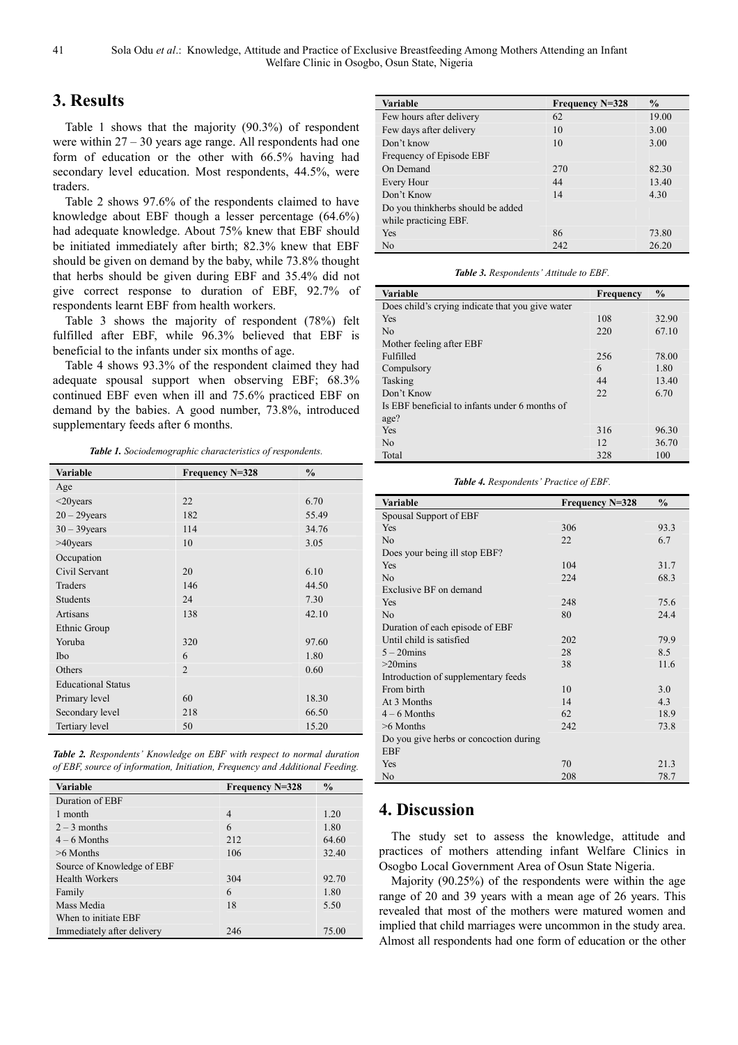# 3. Results

Table 1 shows that the majority (90.3%) of respondent were within 27 – 30 years age range. All respondents had one form of education or the other with 66.5% having had secondary level education. Most respondents, 44.5%, were traders.

Table 2 shows 97.6% of the respondents claimed to have knowledge about EBF though a lesser percentage (64.6%) had adequate knowledge. About 75% knew that EBF should be initiated immediately after birth; 82.3% knew that EBF should be given on demand by the baby, while 73.8% thought that herbs should be given during EBF and 35.4% did not give correct response to duration of EBF, 92.7% of respondents learnt EBF from health workers.

Table 3 shows the majority of respondent (78%) felt fulfilled after EBF, while 96.3% believed that EBF is beneficial to the infants under six months of age.

Table 4 shows 93.3% of the respondent claimed they had adequate spousal support when observing EBF; 68.3% continued EBF even when ill and 75.6% practiced EBF on demand by the babies. A good number, 73.8%, introduced supplementary feeds after 6 months.

*Table 1. Sociodemographic characteristics of respondents.*

| Variable | Frequency N=328 | % |
|---|---|---|
| Age | | |
| <20years | 22 | 6.70 |
| 20 – 29years | 182 | 55.49 |
| 30 – 39years | 114 | 34.76 |
| >40years | 10 | 3.05 |
| Occupation | | |
| Civil Servant | 20 | 6.10 |
| Traders | 146 | 44.50 |
| Students | 24 | 7.30 |
| Artisans | 138 | 42.10 |
| Ethnic Group | | |
| Yoruba | 320 | 97.60 |
| Ibo | 6 | 1.80 |
| Others | 2 | 0.60 |
| Educational Status | | |
| Primary level | 60 | 18.30 |
| Secondary level | 218 | 66.50 |
| Tertiary level | 50 | 15.20 |

*Table 2. Respondents' Knowledge on EBF with respect to normal duration of EBF, source of information, Initiation, Frequency and Additional Feeding.*

| Variable | Frequency N=328 | % |
|---|---|---|
| Duration of EBF | | |
| 1 month | 4 | 1.20 |
| 2 – 3 months | 6 | 1.80 |
| 4 – 6 Months | 212 | 64.60 |
| >6 Months | 106 | 32.40 |
| Source of Knowledge of EBF | | |
| Health Workers | 304 | 92.70 |
| Family | 6 | 1.80 |
| Mass Media | 18 | 5.50 |
| When to initiate EBF | | |
| Immediately after delivery | 246 | 75.00 |
| Few hours after delivery | 62 | 19.00 |
| Few days after delivery | 10 | 3.00 |
| Don't know | 10 | 3.00 |
| Frequency of Episode EBF | | |
| On Demand | 270 | 82.30 |
| Every Hour | 44 | 13.40 |
| Don't Know | 14 | 4.30 |
| Do you thinkherbs should be added while practicing EBF. | | |
| Yes | 86 | 73.80 |
| No | 242 | 26.20 |

*Table 3. Respondents' Attitude to EBF.*

| Variable | Frequency | % |
|---|---|---|
| Does child's crying indicate that you give water | | |
| Yes | 108 | 32.90 |
| No | 220 | 67.10 |
| Mother feeling after EBF | | |
| Fulfilled | 256 | 78.00 |
| Compulsory | 6 | 1.80 |
| Tasking | 44 | 13.40 |
| Don't Know | 22 | 6.70 |
| Is EBF beneficial to infants under 6 months of age? | | |
| Yes | 316 | 96.30 |
| No | 12 | 36.70 |
| Total | 328 | 100 |

*Table 4. Respondents' Practice of EBF.*

| Variable | Frequency N=328 | % |
|---|---|---|
| Spousal Support of EBF | | |
| Yes | 306 | 93.3 |
| No | 22 | 6.7 |
| Does your being ill stop EBF? | | |
| Yes | 104 | 31.7 |
| No | 224 | 68.3 |
| Exclusive BF on demand | | |
| Yes | 248 | 75.6 |
| No | 80 | 24.4 |
| Duration of each episode of EBF | | |
| Until child is satisfied | 202 | 79.9 |
| 5 – 20mins | 28 | 8.5 |
| >20mins | 38 | 11.6 |
| Introduction of supplementary feeds | | |
| From birth | 10 | 3.0 |
| At 3 Months | 14 | 4.3 |
| 4 – 6 Months | 62 | 18.9 |
| >6 Months | 242 | 73.8 |
| Do you give herbs or concoction during EBF | | |
| Yes | 70 | 21.3 |
| No | 208 | 78.7 |

# 4. Discussion

The study set to assess the knowledge, attitude and practices of mothers attending infant Welfare Clinics in Osogbo Local Government Area of Osun State Nigeria.

Majority (90.25%) of the respondents were within the age range of 20 and 39 years with a mean age of 26 years. This revealed that most of the mothers were matured women and implied that child marriages were uncommon in the study area. Almost all respondents had one form of education or the other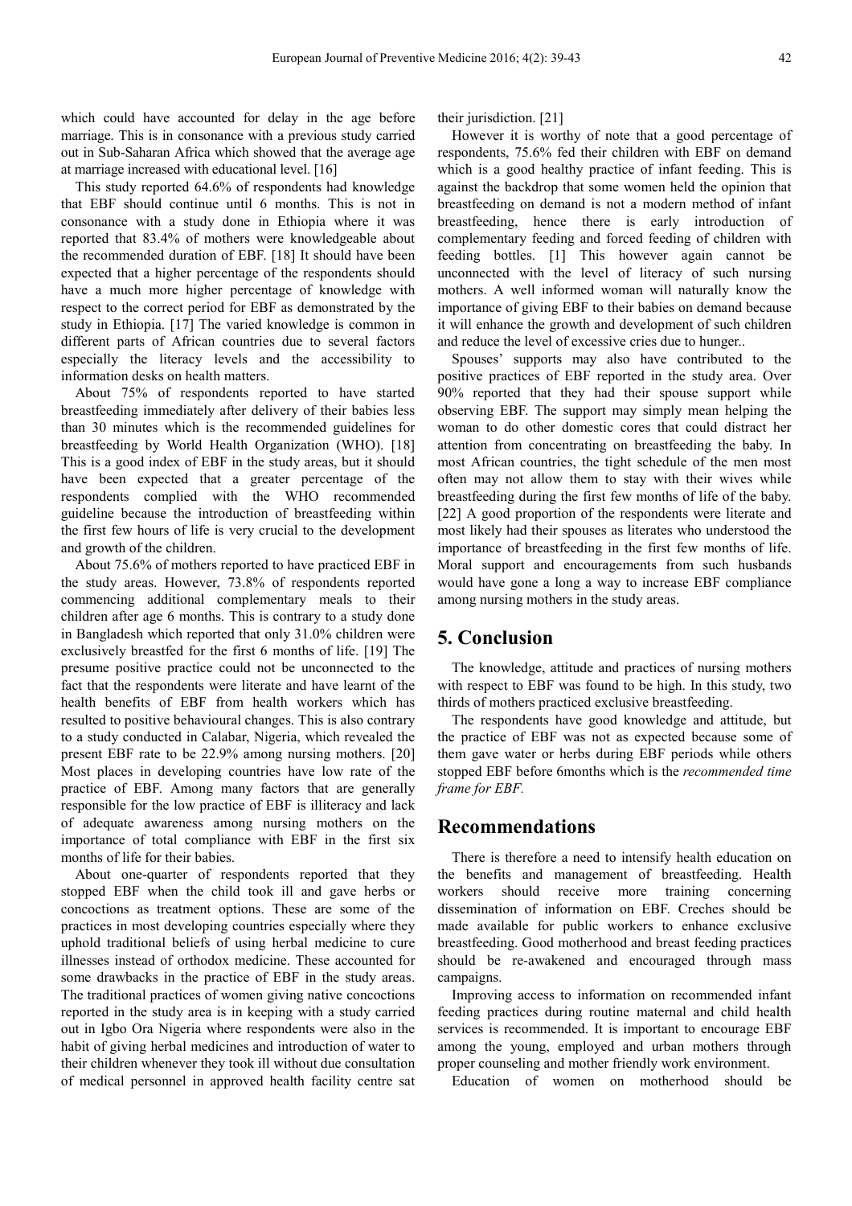which could have accounted for delay in the age before marriage. This is in consonance with a previous study carried out in Sub-Saharan Africa which showed that the average age at marriage increased with educational level. [16]

This study reported 64.6% of respondents had knowledge that EBF should continue until 6 months. This is not in consonance with a study done in Ethiopia where it was reported that 83.4% of mothers were knowledgeable about the recommended duration of EBF. [18] It should have been expected that a higher percentage of the respondents should have a much more higher percentage of knowledge with respect to the correct period for EBF as demonstrated by the study in Ethiopia. [17] The varied knowledge is common in different parts of African countries due to several factors especially the literacy levels and the accessibility to information desks on health matters.

About 75% of respondents reported to have started breastfeeding immediately after delivery of their babies less than 30 minutes which is the recommended guidelines for breastfeeding by World Health Organization (WHO). [18] This is a good index of EBF in the study areas, but it should have been expected that a greater percentage of the respondents complied with the WHO recommended guideline because the introduction of breastfeeding within the first few hours of life is very crucial to the development and growth of the children.

About 75.6% of mothers reported to have practiced EBF in the study areas. However, 73.8% of respondents reported commencing additional complementary meals to their children after age 6 months. This is contrary to a study done in Bangladesh which reported that only 31.0% children were exclusively breastfed for the first 6 months of life. [19] The presume positive practice could not be unconnected to the fact that the respondents were literate and have learnt of the health benefits of EBF from health workers which has resulted to positive behavioural changes. This is also contrary to a study conducted in Calabar, Nigeria, which revealed the present EBF rate to be 22.9% among nursing mothers. [20] Most places in developing countries have low rate of the practice of EBF. Among many factors that are generally responsible for the low practice of EBF is illiteracy and lack of adequate awareness among nursing mothers on the importance of total compliance with EBF in the first six months of life for their babies.

About one-quarter of respondents reported that they stopped EBF when the child took ill and gave herbs or concoctions as treatment options. These are some of the practices in most developing countries especially where they uphold traditional beliefs of using herbal medicine to cure illnesses instead of orthodox medicine. These accounted for some drawbacks in the practice of EBF in the study areas. The traditional practices of women giving native concoctions reported in the study area is in keeping with a study carried out in Igbo Ora Nigeria where respondents were also in the habit of giving herbal medicines and introduction of water to their children whenever they took ill without due consultation of medical personnel in approved health facility centre sat their jurisdiction. [21]

However it is worthy of note that a good percentage of respondents, 75.6% fed their children with EBF on demand which is a good healthy practice of infant feeding. This is against the backdrop that some women held the opinion that breastfeeding on demand is not a modern method of infant breastfeeding, hence there is early introduction of complementary feeding and forced feeding of children with feeding bottles. [1] This however again cannot be unconnected with the level of literacy of such nursing mothers. A well informed woman will naturally know the importance of giving EBF to their babies on demand because it will enhance the growth and development of such children and reduce the level of excessive cries due to hunger..

Spouses' supports may also have contributed to the positive practices of EBF reported in the study area. Over 90% reported that they had their spouse support while observing EBF. The support may simply mean helping the woman to do other domestic cores that could distract her attention from concentrating on breastfeeding the baby. In most African countries, the tight schedule of the men most often may not allow them to stay with their wives while breastfeeding during the first few months of life of the baby. [22] A good proportion of the respondents were literate and most likely had their spouses as literates who understood the importance of breastfeeding in the first few months of life. Moral support and encouragements from such husbands would have gone a long a way to increase EBF compliance among nursing mothers in the study areas.

## 5. Conclusion

The knowledge, attitude and practices of nursing mothers with respect to EBF was found to be high. In this study, two thirds of mothers practiced exclusive breastfeeding.

The respondents have good knowledge and attitude, but the practice of EBF was not as expected because some of them gave water or herbs during EBF periods while others stopped EBF before 6months which is the *recommended time frame for EBF.*

## Recommendations

There is therefore a need to intensify health education on the benefits and management of breastfeeding. Health workers should receive more training concerning dissemination of information on EBF. Creches should be made available for public workers to enhance exclusive breastfeeding. Good motherhood and breast feeding practices should be re-awakened and encouraged through mass campaigns.

Improving access to information on recommended infant feeding practices during routine maternal and child health services is recommended. It is important to encourage EBF among the young, employed and urban mothers through proper counseling and mother friendly work environment.

Education of women on motherhood should be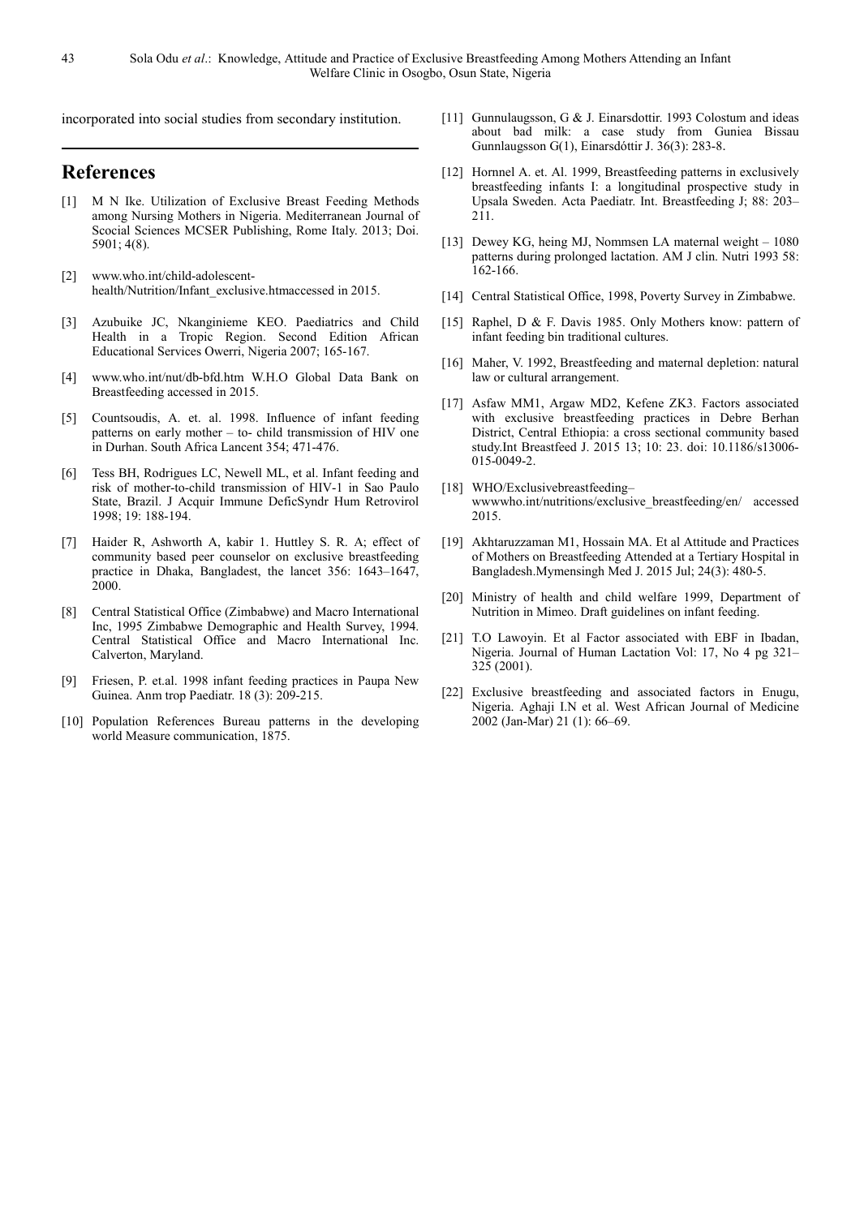incorporated into social studies from secondary institution.

## References

[1] M N Ike. Utilization of Exclusive Breast Feeding Methods among Nursing Mothers in Nigeria. Mediterranean Journal of Scocial Sciences MCSER Publishing, Rome Italy. 2013; Doi. 5901; 4(8).

[2] www.who.int/child-adolescent-health/Nutrition/Infant_exclusive.htmaccessed in 2015.

[3] Azubuike JC, Nkanginieme KEO. Paediatrics and Child Health in a Tropic Region. Second Edition African Educational Services Owerri, Nigeria 2007; 165-167.

[4] www.who.int/nut/db-bfd.htm W.H.O Global Data Bank on Breastfeeding accessed in 2015.

[5] Countsoudis, A. et. al. 1998. Influence of infant feeding patterns on early mother – to- child transmission of HIV one in Durhan. South Africa Lancent 354; 471-476.

[6] Tess BH, Rodrigues LC, Newell ML, et al. Infant feeding and risk of mother-to-child transmission of HIV-1 in Sao Paulo State, Brazil. J Acquir Immune DeficSyndr Hum Retrovirol 1998; 19: 188-194.

[7] Haider R, Ashworth A, kabir 1. Huttley S. R. A; effect of community based peer counselor on exclusive breastfeeding practice in Dhaka, Bangladest, the lancet 356: 1643–1647, 2000.

[8] Central Statistical Office (Zimbabwe) and Macro International Inc, 1995 Zimbabwe Demographic and Health Survey, 1994. Central Statistical Office and Macro International Inc. Calverton, Maryland.

[9] Friesen, P. et.al. 1998 infant feeding practices in Paupa New Guinea. Anm trop Paediatr. 18 (3): 209-215.

[10] Population References Bureau patterns in the developing world Measure communication, 1875.

[11] Gunnulaugsson, G & J. Einarsdottir. 1993 Colostum and ideas about bad milk: a case study from Guniea Bissau Gunnlaugsson G(1), Einarsdóttir J. 36(3): 283-8.

[12] Hornnel A. et. Al. 1999, Breastfeeding patterns in exclusively breastfeeding infants I: a longitudinal prospective study in Upsala Sweden. Acta Paediatr. Int. Breastfeeding J; 88: 203–211.

[13] Dewey KG, heing MJ, Nommsen LA maternal weight – 1080 patterns during prolonged lactation. AM J clin. Nutri 1993 58: 162-166.

[14] Central Statistical Office, 1998, Poverty Survey in Zimbabwe.

[15] Raphel, D & F. Davis 1985. Only Mothers know: pattern of infant feeding bin traditional cultures.

[16] Maher, V. 1992, Breastfeeding and maternal depletion: natural law or cultural arrangement.

[17] Asfaw MM1, Argaw MD2, Kefene ZK3. Factors associated with exclusive breastfeeding practices in Debre Berhan District, Central Ethiopia: a cross sectional community based study.Int Breastfeed J. 2015 13; 10: 23. doi: 10.1186/s13006-015-0049-2.

[18] WHO/Exclusivebreastfeeding–wwwwho.int/nutritions/exclusive_breastfeeding/en/ accessed 2015.

[19] Akhtaruzzaman M1, Hossain MA. Et al Attitude and Practices of Mothers on Breastfeeding Attended at a Tertiary Hospital in Bangladesh.Mymensingh Med J. 2015 Jul; 24(3): 480-5.

[20] Ministry of health and child welfare 1999, Department of Nutrition in Mimeo. Draft guidelines on infant feeding.

[21] T.O Lawoyin. Et al Factor associated with EBF in Ibadan, Nigeria. Journal of Human Lactation Vol: 17, No 4 pg 321–325 (2001).

[22] Exclusive breastfeeding and associated factors in Enugu, Nigeria. Aghaji I.N et al. West African Journal of Medicine 2002 (Jan-Mar) 21 (1): 66–69.